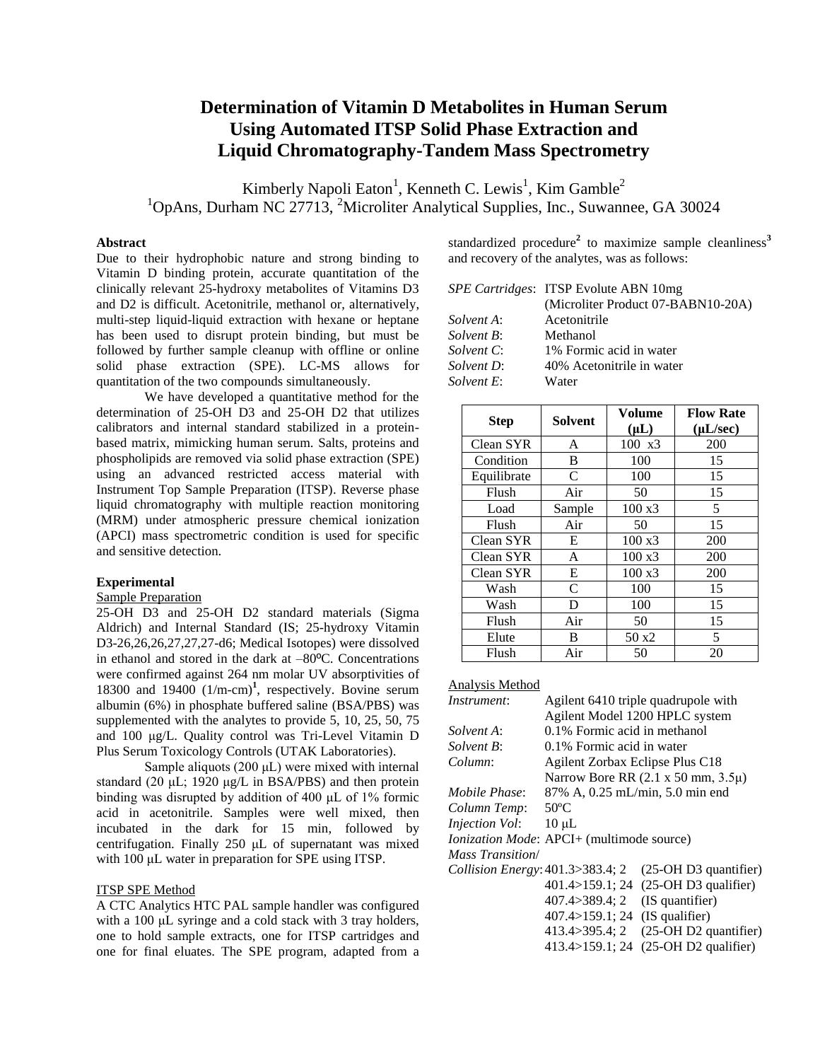# Determination of Vitamin D Metabolites in Human Serum Using Automated ITSP Solid Phase Extraction and Liquid Chromatography-Tandem Mass Spectrometry

Kimberly Napoli Eaton[1], Kenneth C. Lewis[1], Kim Gamble[2]

[1]OpAns, Durham NC 27713, [2]Microliter Analytical Supplies, Inc., Suwannee, GA 30024

## Abstract

Due to their hydrophobic nature and strong binding to Vitamin D binding protein, accurate quantitation of the clinically relevant 25-hydroxy metabolites of Vitamins D3 and D2 is difficult. Acetonitrile, methanol or, alternatively, multi-step liquid-liquid extraction with hexane or heptane has been used to disrupt protein binding, but must be followed by further sample cleanup with offline or online solid phase extraction (SPE). LC-MS allows for quantitation of the two compounds simultaneously.

We have developed a quantitative method for the determination of 25-OH D3 and 25-OH D2 that utilizes calibrators and internal standard stabilized in a protein-based matrix, mimicking human serum. Salts, proteins and phospholipids are removed via solid phase extraction (SPE) using an advanced restricted access material with Instrument Top Sample Preparation (ITSP). Reverse phase liquid chromatography with multiple reaction monitoring (MRM) under atmospheric pressure chemical ionization (APCI) mass spectrometric condition is used for specific and sensitive detection.

## Experimental

### Sample Preparation

25-OH D3 and 25-OH D2 standard materials (Sigma Aldrich) and Internal Standard (IS; 25-hydroxy Vitamin D3-26,26,26,27,27,27-d6; Medical Isotopes) were dissolved in ethanol and stored in the dark at –80ºC. Concentrations were confirmed against 264 nm molar UV absorptivities of 18300 and 19400 (1/m-cm)[1], respectively. Bovine serum albumin (6%) in phosphate buffered saline (BSA/PBS) was supplemented with the analytes to provide 5, 10, 25, 50, 75 and 100 µg/L. Quality control was Tri-Level Vitamin D Plus Serum Toxicology Controls (UTAK Laboratories).

Sample aliquots (200 µL) were mixed with internal standard (20 µL; 1920 µg/L in BSA/PBS) and then protein binding was disrupted by addition of 400 µL of 1% formic acid in acetonitrile. Samples were well mixed, then incubated in the dark for 15 min, followed by centrifugation. Finally 250 µL of supernatant was mixed with 100 µL water in preparation for SPE using ITSP.

### ITSP SPE Method

A CTC Analytics HTC PAL sample handler was configured with a 100 µL syringe and a cold stack with 3 tray holders, one to hold sample extracts, one for ITSP cartridges and one for final eluates. The SPE program, adapted from a standardized procedure[2] to maximize sample cleanliness[3] and recovery of the analytes, was as follows:

*SPE Cartridges*: ITSP Evolute ABN 10mg (Microliter Product 07-BABN10-20A)
*Solvent A*: Acetonitrile
*Solvent B*: Methanol
*Solvent C*: 1% Formic acid in water
*Solvent D*: 40% Acetonitrile in water
*Solvent E*: Water

| Step | Solvent | Volume (µL) | Flow Rate (µL/sec) |
|---|---|---|---|
| Clean SYR | A | 100 x3 | 200 |
| Condition | B | 100 | 15 |
| Equilibrate | C | 100 | 15 |
| Flush | Air | 50 | 15 |
| Load | Sample | 100 x3 | 5 |
| Flush | Air | 50 | 15 |
| Clean SYR | E | 100 x3 | 200 |
| Clean SYR | A | 100 x3 | 200 |
| Clean SYR | E | 100 x3 | 200 |
| Wash | C | 100 | 15 |
| Wash | D | 100 | 15 |
| Flush | Air | 50 | 15 |
| Elute | B | 50 x2 | 5 |
| Flush | Air | 50 | 20 |

### Analysis Method

*Instrument*: Agilent 6410 triple quadrupole with Agilent Model 1200 HPLC system
*Solvent A*: 0.1% Formic acid in methanol
*Solvent B*: 0.1% Formic acid in water
*Column*: Agilent Zorbax Eclipse Plus C18 Narrow Bore RR (2.1 x 50 mm, 3.5µ)
*Mobile Phase*: 87% A, 0.25 mL/min, 5.0 min end
*Column Temp*: 50ºC
*Injection Vol*: 10 µL
*Ionization Mode*: APCI+ (multimode source)
*Mass Transition/ Collision Energy*:
401.3>383.4; 2 (25-OH D3 quantifier)
401.4>159.1; 24 (25-OH D3 qualifier)
407.4>389.4; 2 (IS quantifier)
407.4>159.1; 24 (IS qualifier)
413.4>395.4; 2 (25-OH D2 quantifier)
413.4>159.1; 24 (25-OH D2 qualifier)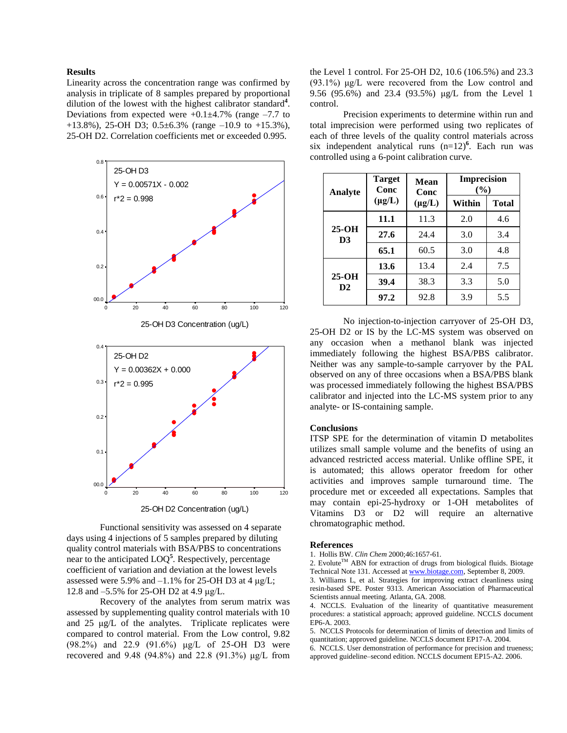## Results

Linearity across the concentration range was confirmed by analysis in triplicate of 8 samples prepared by proportional dilution of the lowest with the highest calibrator standard[4]. Deviations from expected were +0.1±4.7% (range –7.7 to +13.8%), 25-OH D3; 0.5±6.3% (range –10.9 to +15.3%), 25-OH D2. Correlation coefficients met or exceeded 0.995.

25-OH D3

Y = 0.00571X - 0.002

r*2 = 0.998

0.8
0.6
0.4
0.2
00.0

0 20 40 60 80 100 120

25-OH D3 Concentration (ug/L)

25-OH D2

Y = 0.00362X + 0.000

r*2 = 0.995

0.4
0.3
0.2
0.1
00.0

0 20 40 60 80 100 120

25-OH D2 Concentration (ug/L)

Functional sensitivity was assessed on 4 separate days using 4 injections of 5 samples prepared by diluting quality control materials with BSA/PBS to concentrations near to the anticipated LOQ[5]. Respectively, percentage coefficient of variation and deviation at the lowest levels assessed were 5.9% and –1.1% for 25-OH D3 at 4 µg/L; 12.8 and –5.5% for 25-OH D2 at 4.9 µg/L.

Recovery of the analytes from serum matrix was assessed by supplementing quality control materials with 10 and 25 µg/L of the analytes. Triplicate replicates were compared to control material. From the Low control, 9.82 (98.2%) and 22.9 (91.6%) µg/L of 25-OH D3 were recovered and 9.48 (94.8%) and 22.8 (91.3%) µg/L from the Level 1 control. For 25-OH D2, 10.6 (106.5%) and 23.3 (93.1%) µg/L were recovered from the Low control and 9.56 (95.6%) and 23.4 (93.5%) µg/L from the Level 1 control.

Precision experiments to determine within run and total imprecision were performed using two replicates of each of three levels of the quality control materials across six independent analytical runs (n=12)[6]. Each run was controlled using a 6-point calibration curve.

| Analyte | Target Conc (µg/L) | Mean Conc (µg/L) | Imprecision (%) | |
|---|---|---|---|---|
| | | | Within | Total |
| 25-OH D3 | **11.1** | 11.3 | 2.0 | 4.6 |
| | **27.6** | 24.4 | 3.0 | 3.4 |
| | **65.1** | 60.5 | 3.0 | 4.8 |
| 25-OH D2 | **13.6** | 13.4 | 2.4 | 7.5 |
| | **39.4** | 38.3 | 3.3 | 5.0 |
| | **97.2** | 92.8 | 3.9 | 5.5 |

No injection-to-injection carryover of 25-OH D3, 25-OH D2 or IS by the LC-MS system was observed on any occasion when a methanol blank was injected immediately following the highest BSA/PBS calibrator. Neither was any sample-to-sample carryover by the PAL observed on any of three occasions when a BSA/PBS blank was processed immediately following the highest BSA/PBS calibrator and injected into the LC-MS system prior to any analyte- or IS-containing sample.

## Conclusions

ITSP SPE for the determination of vitamin D metabolites utilizes small sample volume and the benefits of using an advanced restricted access material. Unlike offline SPE, it is automated; this allows operator freedom for other activities and improves sample turnaround time. The procedure met or exceeded all expectations. Samples that may contain epi-25-hydroxy or 1-OH metabolites of Vitamins D3 or D2 will require an alternative chromatographic method.

## References

1. Hollis BW. *Clin Chem* 2000;46:1657-61.
2. Evolute™ ABN for extraction of drugs from biological fluids. Biotage Technical Note 131. Accessed at www.biotage.com, September 8, 2009.
3. Williams L, et al. Strategies for improving extract cleanliness using resin-based SPE. Poster 9313. American Association of Pharmaceutical Scientists annual meeting. Atlanta, GA. 2008.
4. NCCLS. Evaluation of the linearity of quantitative measurement procedures: a statistical approach; approved guideline. NCCLS document EP6-A. 2003.
5. NCCLS Protocols for determination of limits of detection and limits of quantitation; approved guideline. NCCLS document EP17-A. 2004.
6. NCCLS. User demonstration of performance for precision and trueness; approved guideline–second edition. NCCLS document EP15-A2. 2006.